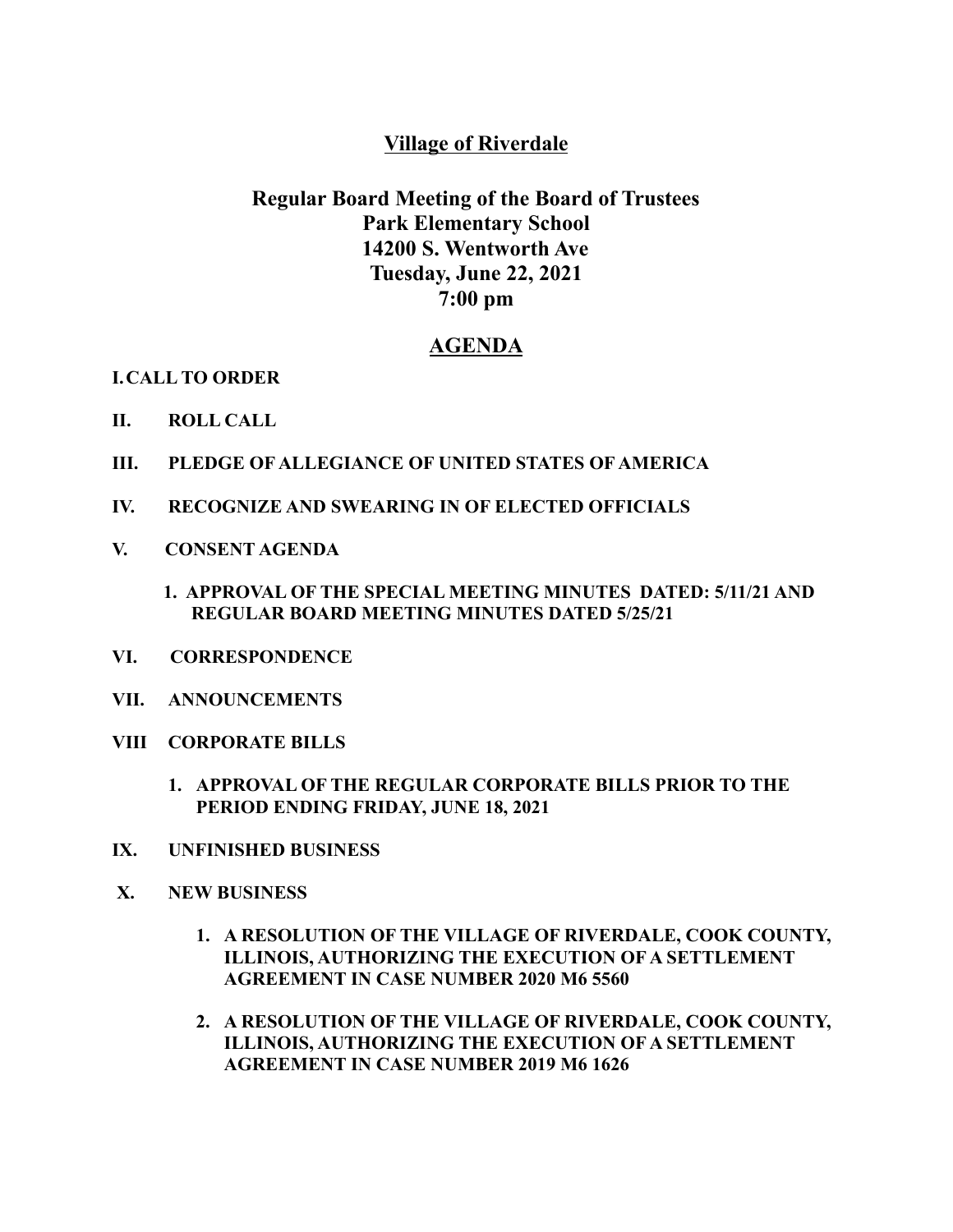# Village of Riverdale

## Regular Board Meeting of the Board of Trustees
## Park Elementary School
## 14200 S. Wentworth Ave
## Tuesday, June 22, 2021
## 7:00 pm

## AGENDA

**I. CALL TO ORDER**

**II. ROLL CALL**

**III. PLEDGE OF ALLEGIANCE OF UNITED STATES OF AMERICA**

**IV. RECOGNIZE AND SWEARING IN OF ELECTED OFFICIALS**

**V. CONSENT AGENDA**

1. **APPROVAL OF THE SPECIAL MEETING MINUTES DATED: 5/11/21 AND REGULAR BOARD MEETING MINUTES DATED 5/25/21**

**VI. CORRESPONDENCE**

**VII. ANNOUNCEMENTS**

**VIII CORPORATE BILLS**

1. **APPROVAL OF THE REGULAR CORPORATE BILLS PRIOR TO THE PERIOD ENDING FRIDAY, JUNE 18, 2021**

**IX. UNFINISHED BUSINESS**

**X. NEW BUSINESS**

1. **A RESOLUTION OF THE VILLAGE OF RIVERDALE, COOK COUNTY, ILLINOIS, AUTHORIZING THE EXECUTION OF A SETTLEMENT AGREEMENT IN CASE NUMBER 2020 M6 5560**
2. **A RESOLUTION OF THE VILLAGE OF RIVERDALE, COOK COUNTY, ILLINOIS, AUTHORIZING THE EXECUTION OF A SETTLEMENT AGREEMENT IN CASE NUMBER 2019 M6 1626**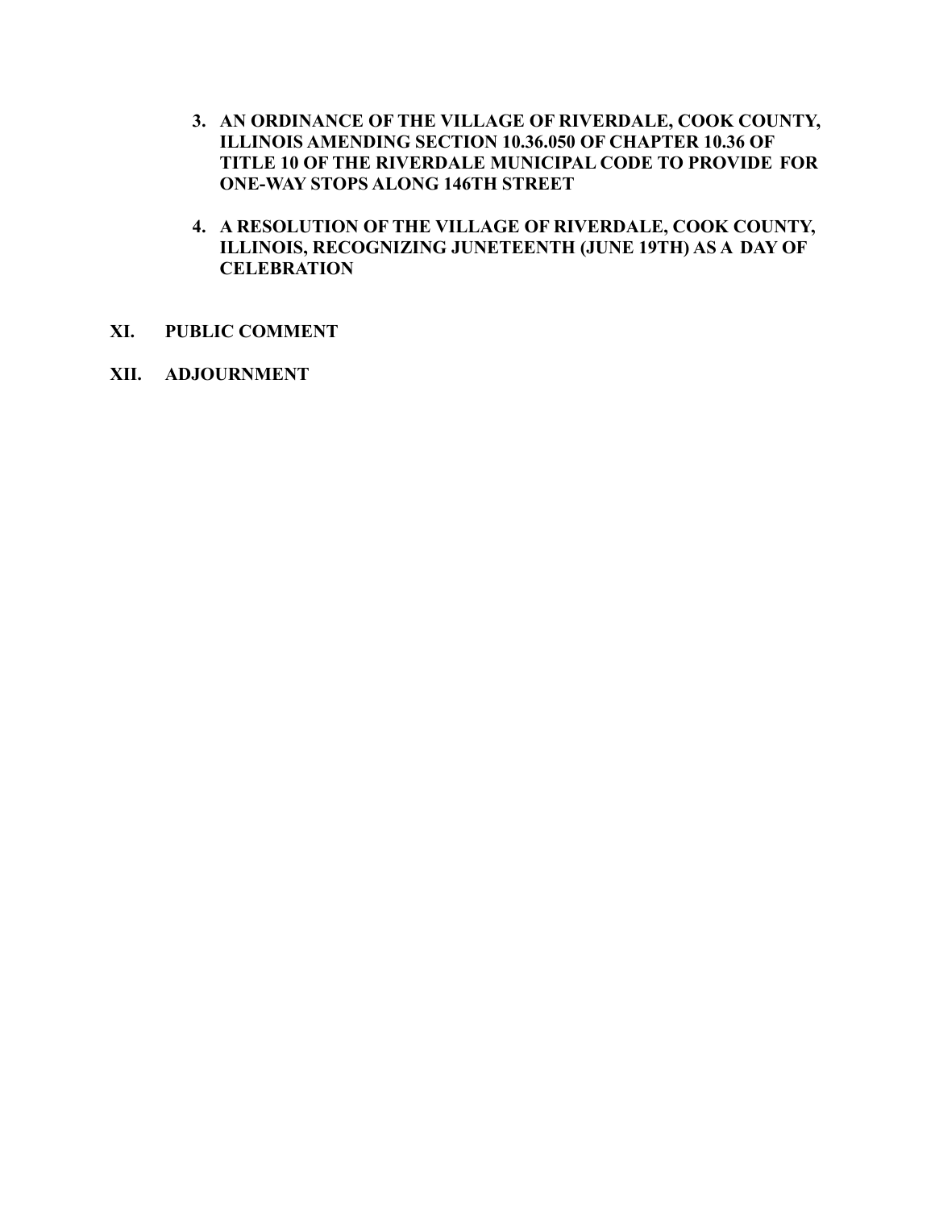3. **AN ORDINANCE OF THE VILLAGE OF RIVERDALE, COOK COUNTY, ILLINOIS AMENDING SECTION 10.36.050 OF CHAPTER 10.36 OF TITLE 10 OF THE RIVERDALE MUNICIPAL CODE TO PROVIDE FOR ONE-WAY STOPS ALONG 146TH STREET**

4. **A RESOLUTION OF THE VILLAGE OF RIVERDALE, COOK COUNTY, ILLINOIS, RECOGNIZING JUNETEENTH (JUNE 19TH) AS A DAY OF CELEBRATION**

**XI. PUBLIC COMMENT**

**XII. ADJOURNMENT**